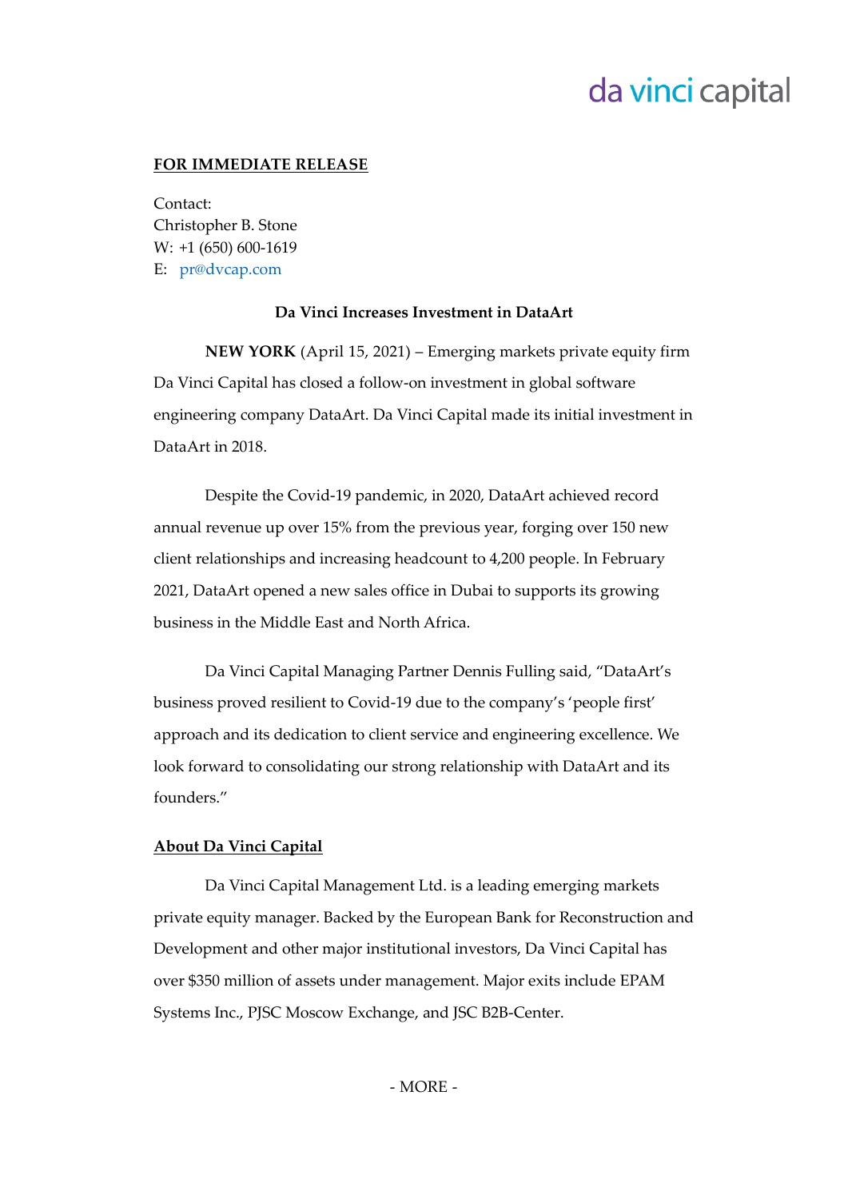da vinci capital

**FOR IMMEDIATE RELEASE**

Contact:
Christopher B. Stone
W: +1 (650) 600-1619
E: pr@dvcap.com

**Da Vinci Increases Investment in DataArt**

**NEW YORK** (April 15, 2021) – Emerging markets private equity firm Da Vinci Capital has closed a follow-on investment in global software engineering company DataArt. Da Vinci Capital made its initial investment in DataArt in 2018.

Despite the Covid-19 pandemic, in 2020, DataArt achieved record annual revenue up over 15% from the previous year, forging over 150 new client relationships and increasing headcount to 4,200 people. In February 2021, DataArt opened a new sales office in Dubai to supports its growing business in the Middle East and North Africa.

Da Vinci Capital Managing Partner Dennis Fulling said, "DataArt's business proved resilient to Covid-19 due to the company's 'people first' approach and its dedication to client service and engineering excellence. We look forward to consolidating our strong relationship with DataArt and its founders."

**About Da Vinci Capital**

Da Vinci Capital Management Ltd. is a leading emerging markets private equity manager. Backed by the European Bank for Reconstruction and Development and other major institutional investors, Da Vinci Capital has over $350 million of assets under management. Major exits include EPAM Systems Inc., PJSC Moscow Exchange, and JSC B2B-Center.

\- MORE -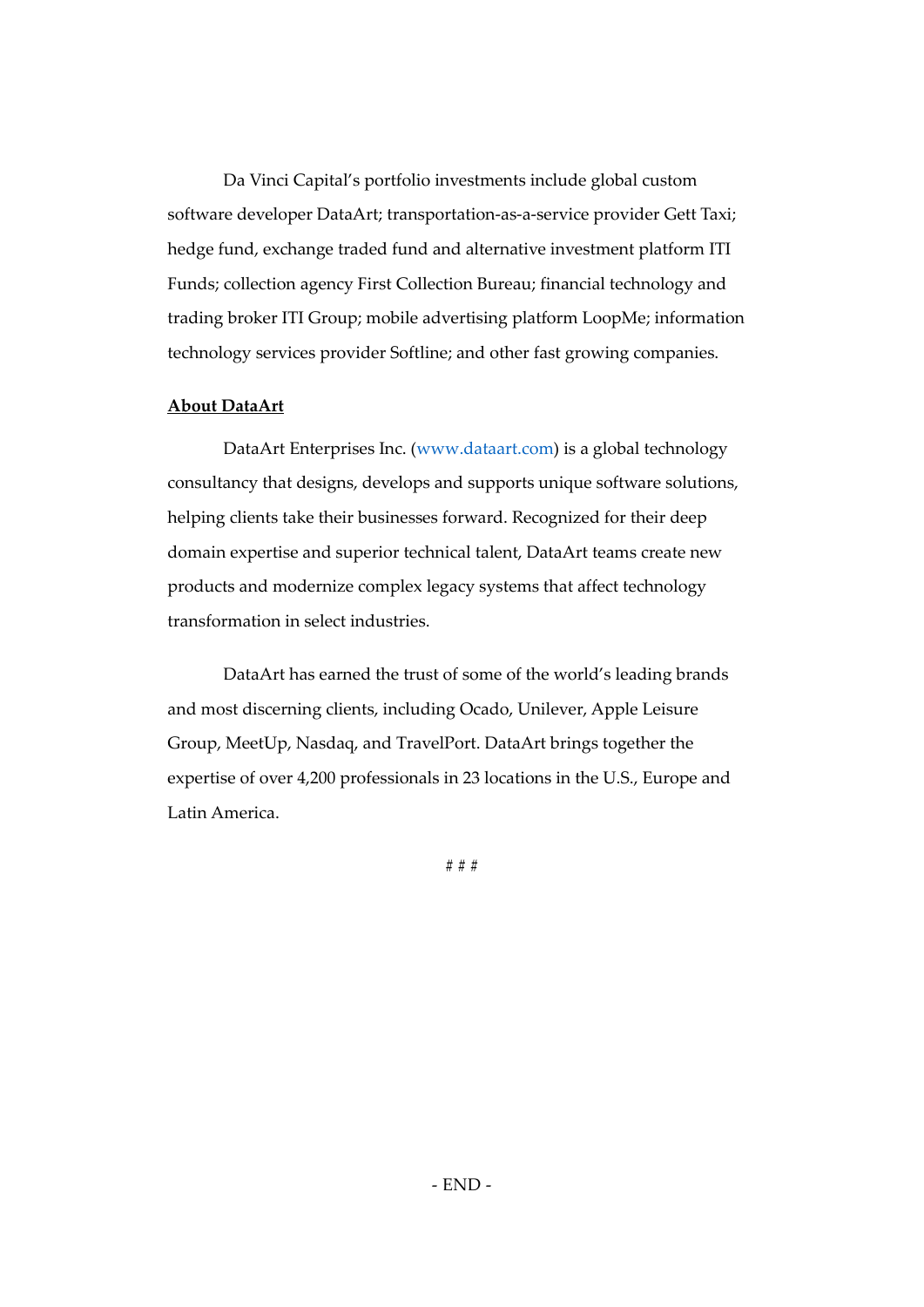Da Vinci Capital's portfolio investments include global custom software developer DataArt; transportation-as-a-service provider Gett Taxi; hedge fund, exchange traded fund and alternative investment platform ITI Funds; collection agency First Collection Bureau; financial technology and trading broker ITI Group; mobile advertising platform LoopMe; information technology services provider Softline; and other fast growing companies.

**About DataArt**

DataArt Enterprises Inc. (www.dataart.com) is a global technology consultancy that designs, develops and supports unique software solutions, helping clients take their businesses forward. Recognized for their deep domain expertise and superior technical talent, DataArt teams create new products and modernize complex legacy systems that affect technology transformation in select industries.

DataArt has earned the trust of some of the world's leading brands and most discerning clients, including Ocado, Unilever, Apple Leisure Group, MeetUp, Nasdaq, and TravelPort. DataArt brings together the expertise of over 4,200 professionals in 23 locations in the U.S., Europe and Latin America.

# # #

- END -